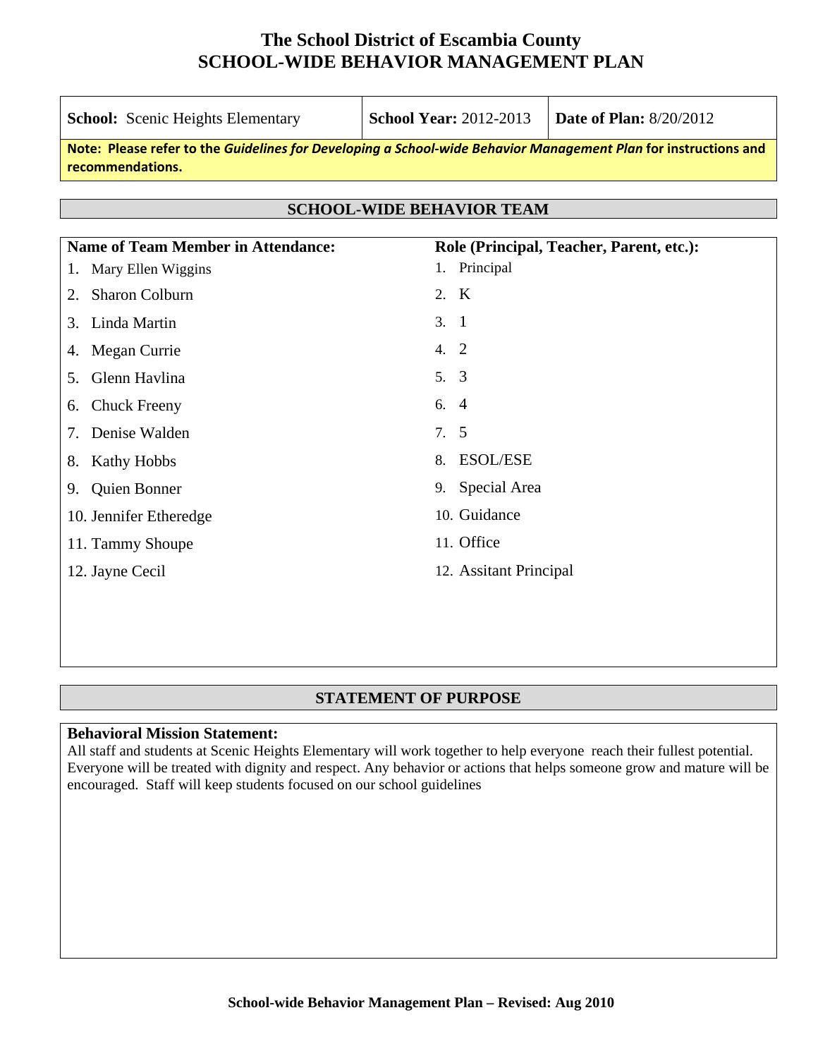# The School District of Escambia County
# SCHOOL-WIDE BEHAVIOR MANAGEMENT PLAN

| **School:** Scenic Heights Elementary | **School Year:** 2012-2013 | **Date of Plan:** 8/20/2012 |
|---|---|---|

**Note: Please refer to the *Guidelines for Developing a School-wide Behavior Management Plan* for instructions and recommendations.**

## SCHOOL-WIDE BEHAVIOR TEAM

| Name of Team Member in Attendance: | Role (Principal, Teacher, Parent, etc.): |
|---|---|
| 1. Mary Ellen Wiggins | 1. Principal |
| 2. Sharon Colburn | 2. K |
| 3. Linda Martin | 3. 1 |
| 4. Megan Currie | 4. 2 |
| 5. Glenn Havlina | 5. 3 |
| 6. Chuck Freeny | 6. 4 |
| 7. Denise Walden | 7. 5 |
| 8. Kathy Hobbs | 8. ESOL/ESE |
| 9. Quien Bonner | 9. Special Area |
| 10. Jennifer Etheredge | 10. Guidance |
| 11. Tammy Shoupe | 11. Office |
| 12. Jayne Cecil | 12. Assitant Principal |

## STATEMENT OF PURPOSE

**Behavioral Mission Statement:**
All staff and students at Scenic Heights Elementary will work together to help everyone reach their fullest potential. Everyone will be treated with dignity and respect. Any behavior or actions that helps someone grow and mature will be encouraged. Staff will keep students focused on our school guidelines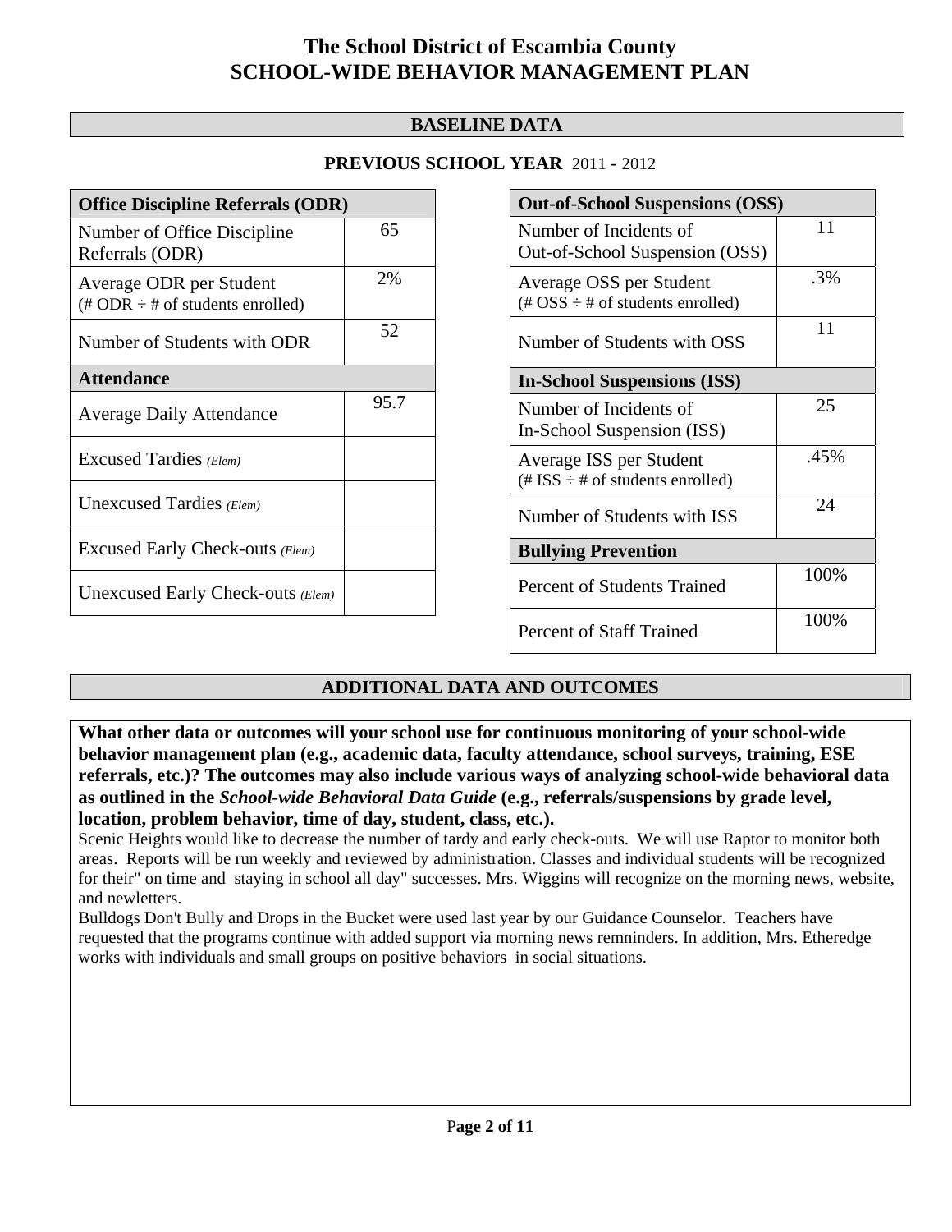# The School District of Escambia County
# SCHOOL-WIDE BEHAVIOR MANAGEMENT PLAN

## BASELINE DATA

**PREVIOUS SCHOOL YEAR** 2011 - 2012

| Office Discipline Referrals (ODR) | |
|---|---|
| Number of Office Discipline Referrals (ODR) | 65 |
| Average ODR per Student (# ODR ÷ # of students enrolled) | 2% |
| Number of Students with ODR | 52 |
| **Attendance** | |
| Average Daily Attendance | 95.7 |
| Excused Tardies *(Elem)* | |
| Unexcused Tardies *(Elem)* | |
| Excused Early Check-outs *(Elem)* | |
| Unexcused Early Check-outs *(Elem)* | |

| Out-of-School Suspensions (OSS) | |
|---|---|
| Number of Incidents of Out-of-School Suspension (OSS) | 11 |
| Average OSS per Student (# OSS ÷ # of students enrolled) | .3% |
| Number of Students with OSS | 11 |
| **In-School Suspensions (ISS)** | |
| Number of Incidents of In-School Suspension (ISS) | 25 |
| Average ISS per Student (# ISS ÷ # of students enrolled) | .45% |
| Number of Students with ISS | 24 |
| **Bullying Prevention** | |
| Percent of Students Trained | 100% |
| Percent of Staff Trained | 100% |

## ADDITIONAL DATA AND OUTCOMES

**What other data or outcomes will your school use for continuous monitoring of your school-wide behavior management plan (e.g., academic data, faculty attendance, school surveys, training, ESE referrals, etc.)? The outcomes may also include various ways of analyzing school-wide behavioral data as outlined in the *School-wide Behavioral Data Guide* (e.g., referrals/suspensions by grade level, location, problem behavior, time of day, student, class, etc.).**

Scenic Heights would like to decrease the number of tardy and early check-outs. We will use Raptor to monitor both areas. Reports will be run weekly and reviewed by administration. Classes and individual students will be recognized for their" on time and staying in school all day" successes. Mrs. Wiggins will recognize on the morning news, website, and newletters.

Bulldogs Don't Bully and Drops in the Bucket were used last year by our Guidance Counselor. Teachers have requested that the programs continue with added support via morning news remninders. In addition, Mrs. Etheredge works with individuals and small groups on positive behaviors in social situations.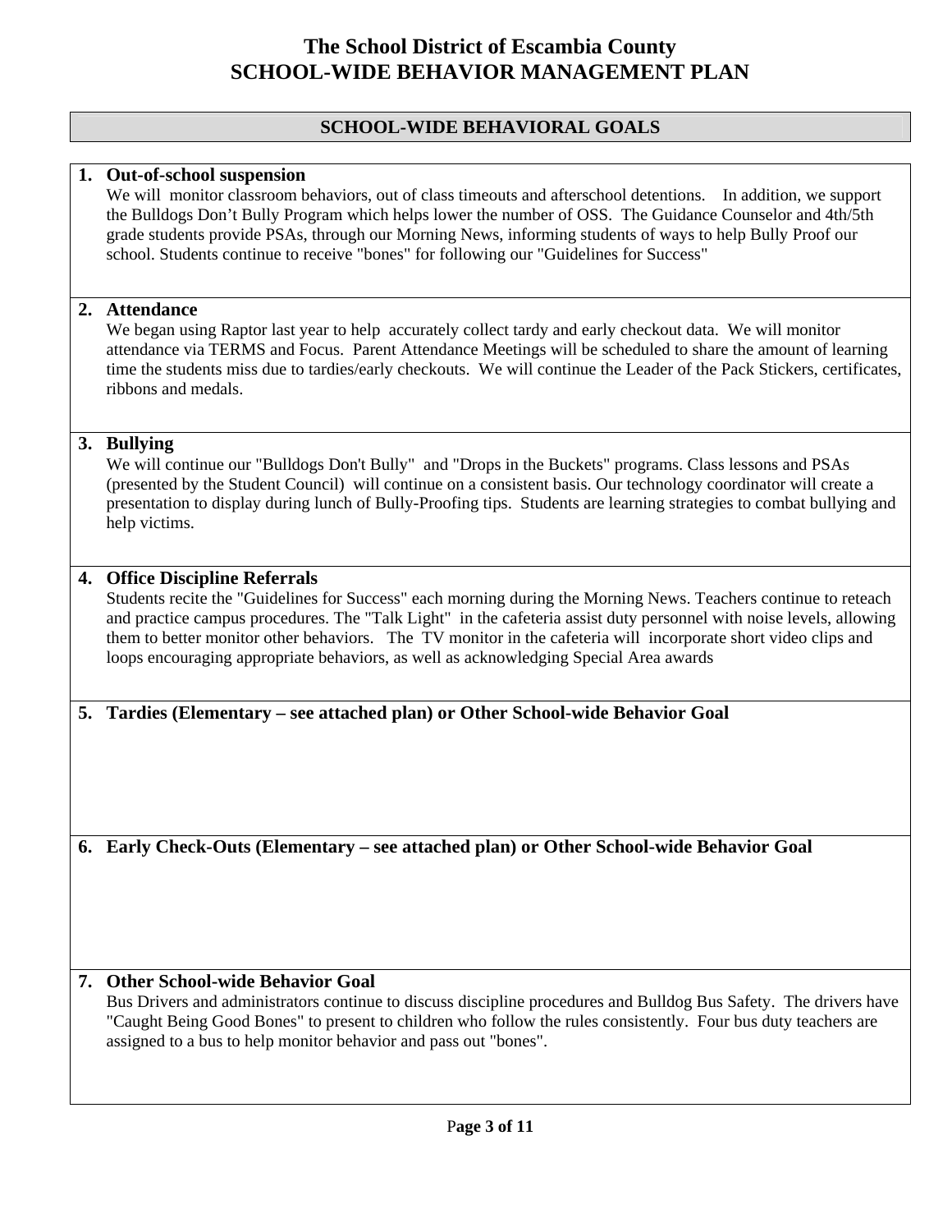# The School District of Escambia County
# SCHOOL-WIDE BEHAVIOR MANAGEMENT PLAN

## SCHOOL-WIDE BEHAVIORAL GOALS

1. **Out-of-school suspension**
   We will monitor classroom behaviors, out of class timeouts and afterschool detentions. In addition, we support the Bulldogs Don't Bully Program which helps lower the number of OSS. The Guidance Counselor and 4th/5th grade students provide PSAs, through our Morning News, informing students of ways to help Bully Proof our school. Students continue to receive "bones" for following our "Guidelines for Success"

2. **Attendance**
   We began using Raptor last year to help accurately collect tardy and early checkout data. We will monitor attendance via TERMS and Focus. Parent Attendance Meetings will be scheduled to share the amount of learning time the students miss due to tardies/early checkouts. We will continue the Leader of the Pack Stickers, certificates, ribbons and medals.

3. **Bullying**
   We will continue our "Bulldogs Don't Bully" and "Drops in the Buckets" programs. Class lessons and PSAs (presented by the Student Council) will continue on a consistent basis. Our technology coordinator will create a presentation to display during lunch of Bully-Proofing tips. Students are learning strategies to combat bullying and help victims.

4. **Office Discipline Referrals**
   Students recite the "Guidelines for Success" each morning during the Morning News. Teachers continue to reteach and practice campus procedures. The "Talk Light" in the cafeteria assist duty personnel with noise levels, allowing them to better monitor other behaviors. The TV monitor in the cafeteria will incorporate short video clips and loops encouraging appropriate behaviors, as well as acknowledging Special Area awards

5. **Tardies (Elementary – see attached plan) or Other School-wide Behavior Goal**

6. **Early Check-Outs (Elementary – see attached plan) or Other School-wide Behavior Goal**

7. **Other School-wide Behavior Goal**
   Bus Drivers and administrators continue to discuss discipline procedures and Bulldog Bus Safety. The drivers have "Caught Being Good Bones" to present to children who follow the rules consistently. Four bus duty teachers are assigned to a bus to help monitor behavior and pass out "bones".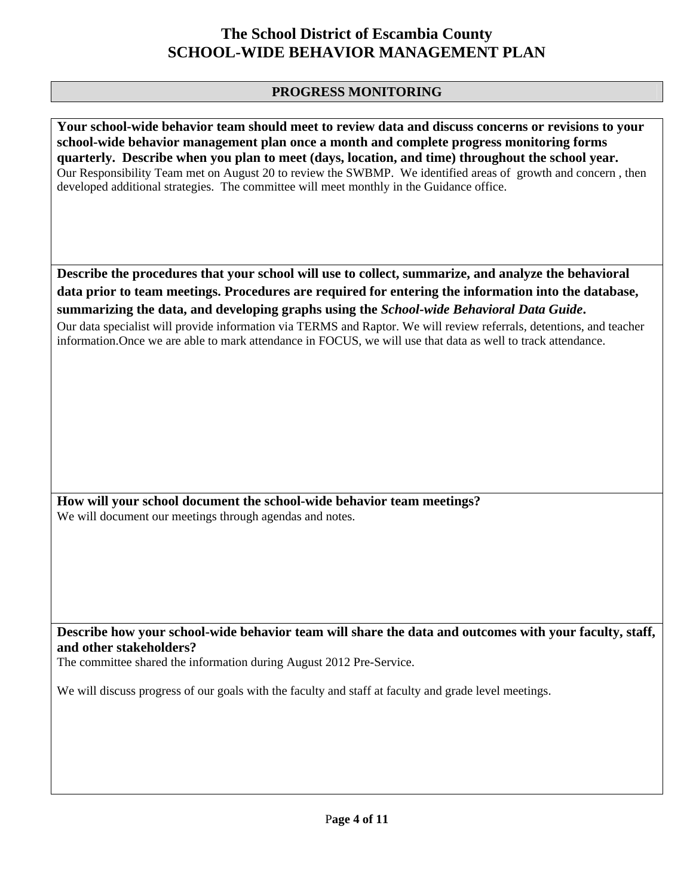# The School District of Escambia County
# SCHOOL-WIDE BEHAVIOR MANAGEMENT PLAN

## PROGRESS MONITORING

**Your school-wide behavior team should meet to review data and discuss concerns or revisions to your school-wide behavior management plan once a month and complete progress monitoring forms quarterly. Describe when you plan to meet (days, location, and time) throughout the school year.**

Our Responsibility Team met on August 20 to review the SWBMP. We identified areas of growth and concern , then developed additional strategies. The committee will meet monthly in the Guidance office.

**Describe the procedures that your school will use to collect, summarize, and analyze the behavioral data prior to team meetings. Procedures are required for entering the information into the database, summarizing the data, and developing graphs using the *School-wide Behavioral Data Guide*.**

Our data specialist will provide information via TERMS and Raptor. We will review referrals, detentions, and teacher information.Once we are able to mark attendance in FOCUS, we will use that data as well to track attendance.

**How will your school document the school-wide behavior team meetings?**

We will document our meetings through agendas and notes.

**Describe how your school-wide behavior team will share the data and outcomes with your faculty, staff, and other stakeholders?**

The committee shared the information during August 2012 Pre-Service.

We will discuss progress of our goals with the faculty and staff at faculty and grade level meetings.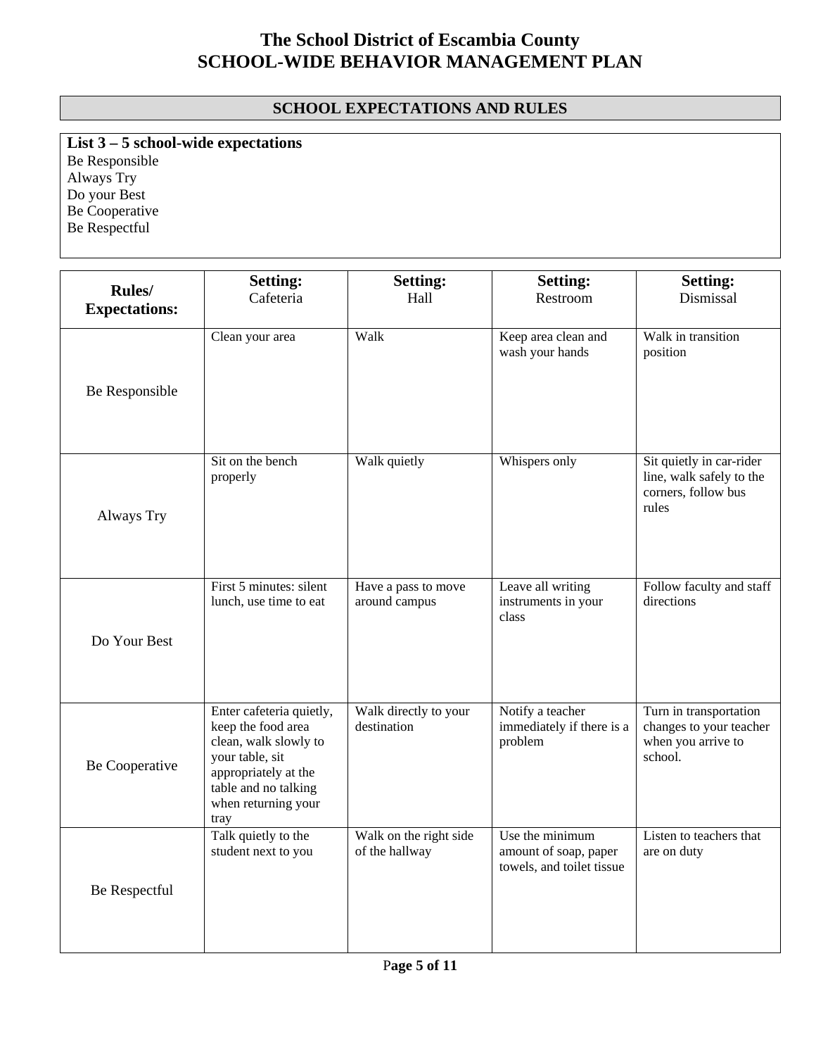# The School District of Escambia County
# SCHOOL-WIDE BEHAVIOR MANAGEMENT PLAN

## SCHOOL EXPECTATIONS AND RULES

**List 3 – 5 school-wide expectations**

Be Responsible
Always Try
Do your Best
Be Cooperative
Be Respectful

| **Rules/ Expectations:** | **Setting:** Cafeteria | **Setting:** Hall | **Setting:** Restroom | **Setting:** Dismissal |
|---|---|---|---|---|
| Be Responsible | Clean your area | Walk | Keep area clean and wash your hands | Walk in transition position |
| Always Try | Sit on the bench properly | Walk quietly | Whispers only | Sit quietly in car-rider line, walk safely to the corners, follow bus rules |
| Do Your Best | First 5 minutes: silent lunch, use time to eat | Have a pass to move around campus | Leave all writing instruments in your class | Follow faculty and staff directions |
| Be Cooperative | Enter cafeteria quietly, keep the food area clean, walk slowly to your table, sit appropriately at the table and no talking when returning your tray | Walk directly to your destination | Notify a teacher immediately if there is a problem | Turn in transportation changes to your teacher when you arrive to school. |
| Be Respectful | Talk quietly to the student next to you | Walk on the right side of the hallway | Use the minimum amount of soap, paper towels, and toilet tissue | Listen to teachers that are on duty |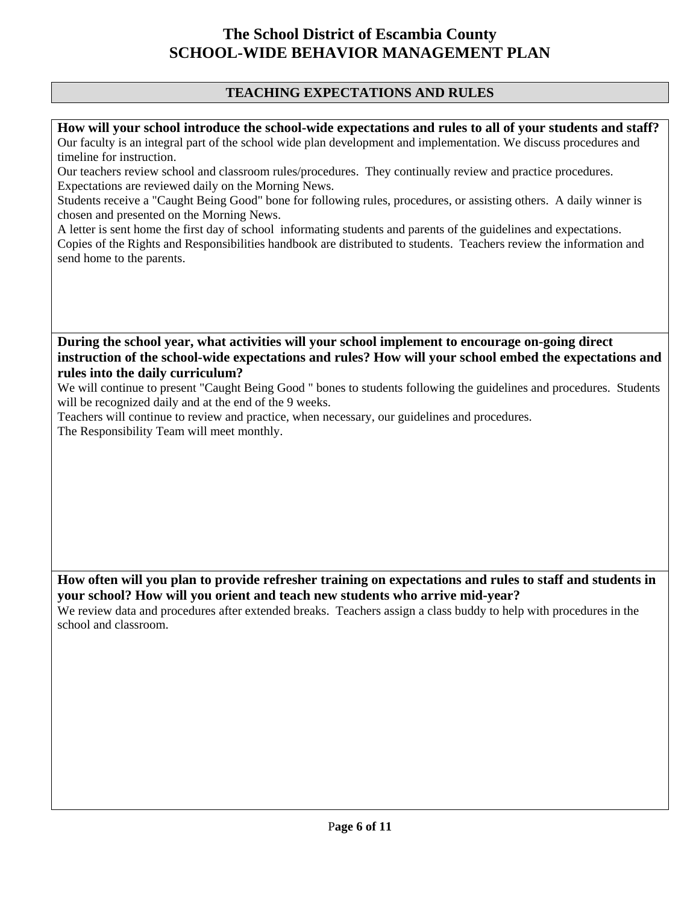# The School District of Escambia County
# SCHOOL-WIDE BEHAVIOR MANAGEMENT PLAN

## TEACHING EXPECTATIONS AND RULES

**How will your school introduce the school-wide expectations and rules to all of your students and staff?**

Our faculty is an integral part of the school wide plan development and implementation. We discuss procedures and timeline for instruction.

Our teachers review school and classroom rules/procedures. They continually review and practice procedures.

Expectations are reviewed daily on the Morning News.

Students receive a "Caught Being Good" bone for following rules, procedures, or assisting others. A daily winner is chosen and presented on the Morning News.

A letter is sent home the first day of school informating students and parents of the guidelines and expectations.

Copies of the Rights and Responsibilities handbook are distributed to students. Teachers review the information and send home to the parents.

**During the school year, what activities will your school implement to encourage on-going direct instruction of the school-wide expectations and rules? How will your school embed the expectations and rules into the daily curriculum?**

We will continue to present "Caught Being Good " bones to students following the guidelines and procedures. Students will be recognized daily and at the end of the 9 weeks.

Teachers will continue to review and practice, when necessary, our guidelines and procedures.

The Responsibility Team will meet monthly.

**How often will you plan to provide refresher training on expectations and rules to staff and students in your school? How will you orient and teach new students who arrive mid-year?**

We review data and procedures after extended breaks. Teachers assign a class buddy to help with procedures in the school and classroom.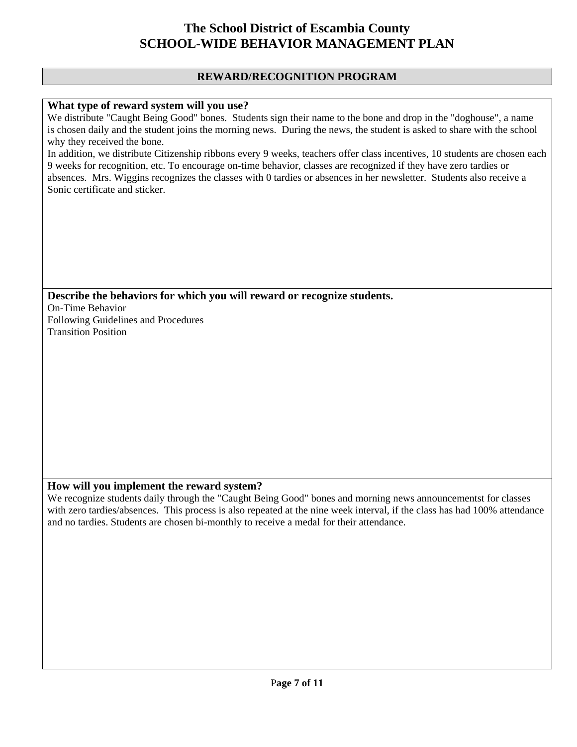# The School District of Escambia County
# SCHOOL-WIDE BEHAVIOR MANAGEMENT PLAN

## REWARD/RECOGNITION PROGRAM

### What type of reward system will you use?

We distribute "Caught Being Good" bones. Students sign their name to the bone and drop in the "doghouse", a name is chosen daily and the student joins the morning news. During the news, the student is asked to share with the school why they received the bone.

In addition, we distribute Citizenship ribbons every 9 weeks, teachers offer class incentives, 10 students are chosen each 9 weeks for recognition, etc. To encourage on-time behavior, classes are recognized if they have zero tardies or absences. Mrs. Wiggins recognizes the classes with 0 tardies or absences in her newsletter. Students also receive a Sonic certificate and sticker.

### Describe the behaviors for which you will reward or recognize students.

On-Time Behavior
Following Guidelines and Procedures
Transition Position

### How will you implement the reward system?

We recognize students daily through the "Caught Being Good" bones and morning news announcementst for classes with zero tardies/absences. This process is also repeated at the nine week interval, if the class has had 100% attendance and no tardies. Students are chosen bi-monthly to receive a medal for their attendance.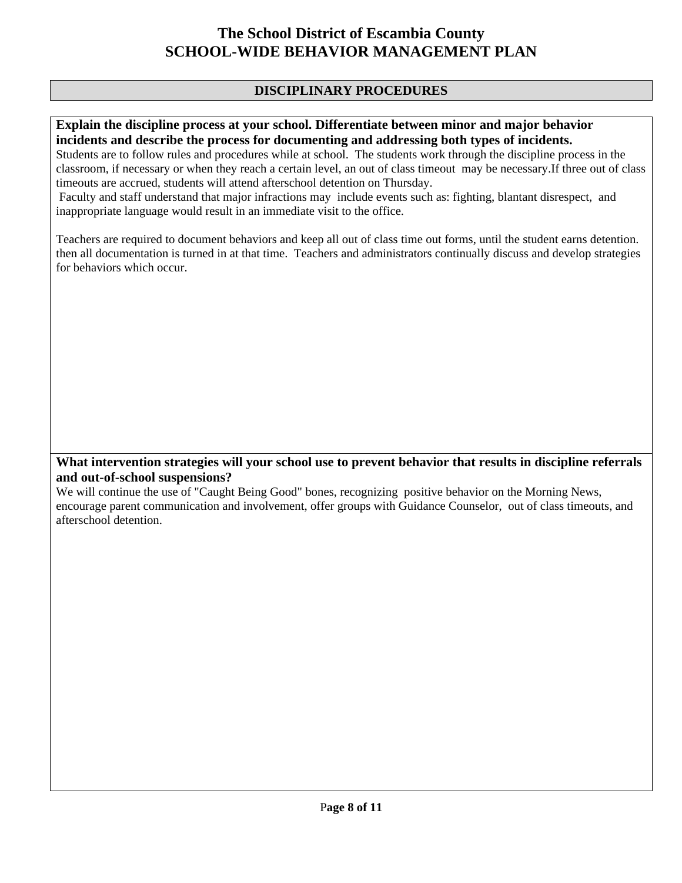# The School District of Escambia County
# SCHOOL-WIDE BEHAVIOR MANAGEMENT PLAN

## DISCIPLINARY PROCEDURES

**Explain the discipline process at your school. Differentiate between minor and major behavior incidents and describe the process for documenting and addressing both types of incidents.**

Students are to follow rules and procedures while at school. The students work through the discipline process in the classroom, if necessary or when they reach a certain level, an out of class timeout may be necessary.If three out of class timeouts are accrued, students will attend afterschool detention on Thursday.

Faculty and staff understand that major infractions may include events such as: fighting, blantant disrespect, and inappropriate language would result in an immediate visit to the office.

Teachers are required to document behaviors and keep all out of class time out forms, until the student earns detention. then all documentation is turned in at that time. Teachers and administrators continually discuss and develop strategies for behaviors which occur.

**What intervention strategies will your school use to prevent behavior that results in discipline referrals and out-of-school suspensions?**

We will continue the use of "Caught Being Good" bones, recognizing positive behavior on the Morning News, encourage parent communication and involvement, offer groups with Guidance Counselor, out of class timeouts, and afterschool detention.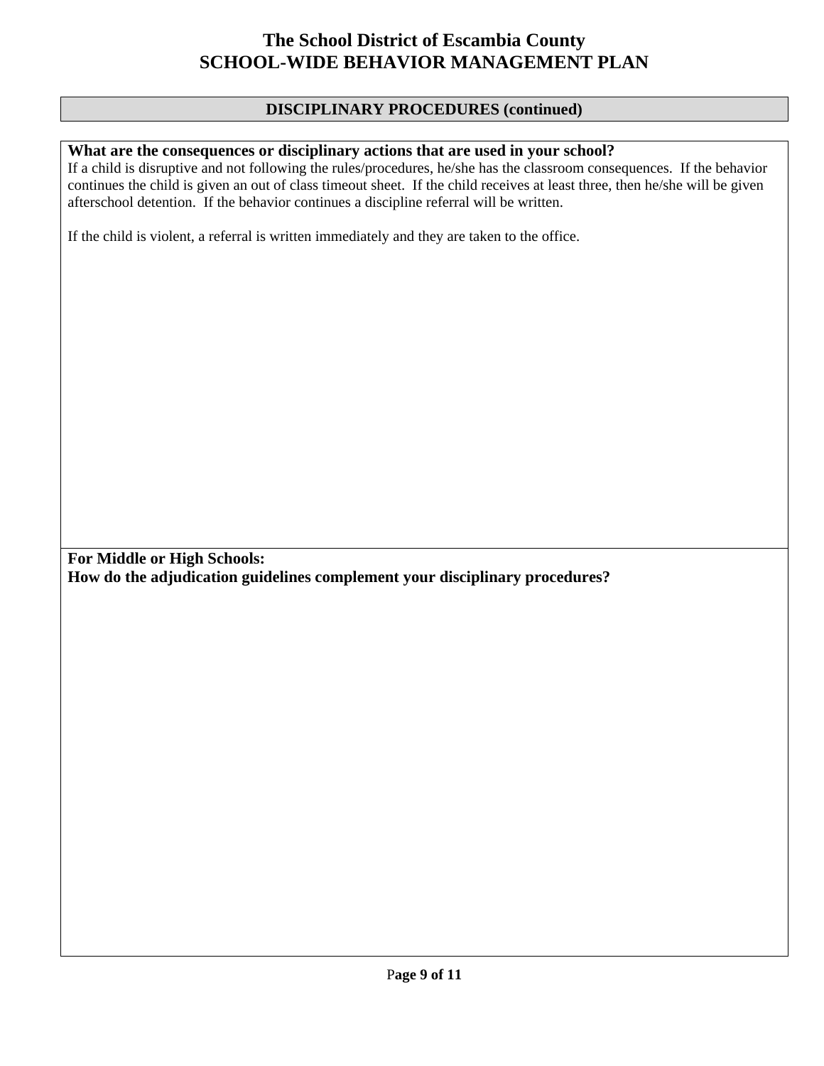# The School District of Escambia County
# SCHOOL-WIDE BEHAVIOR MANAGEMENT PLAN

## DISCIPLINARY PROCEDURES (continued)

**What are the consequences or disciplinary actions that are used in your school?**

If a child is disruptive and not following the rules/procedures, he/she has the classroom consequences. If the behavior continues the child is given an out of class timeout sheet. If the child receives at least three, then he/she will be given afterschool detention. If the behavior continues a discipline referral will be written.

If the child is violent, a referral is written immediately and they are taken to the office.

**For Middle or High Schools:**
**How do the adjudication guidelines complement your disciplinary procedures?**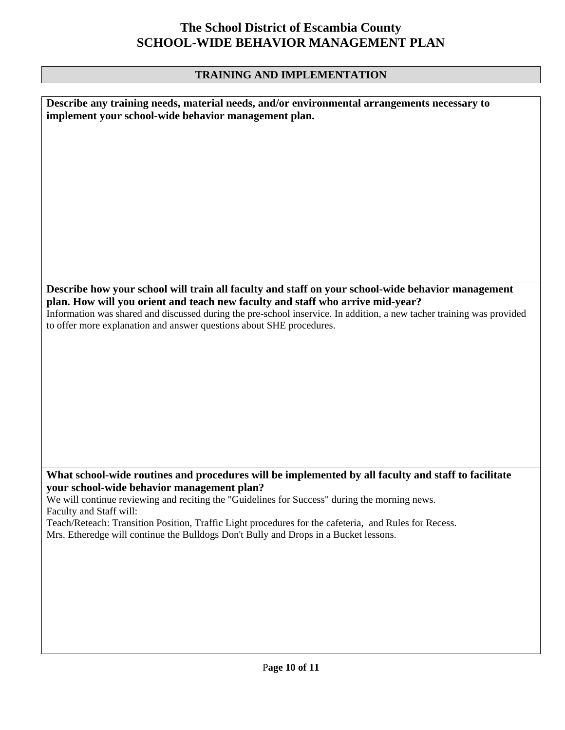# The School District of Escambia County
# SCHOOL-WIDE BEHAVIOR MANAGEMENT PLAN

## TRAINING AND IMPLEMENTATION

**Describe any training needs, material needs, and/or environmental arrangements necessary to implement your school-wide behavior management plan.**

**Describe how your school will train all faculty and staff on your school-wide behavior management plan. How will you orient and teach new faculty and staff who arrive mid-year?**

Information was shared and discussed during the pre-school inservice. In addition, a new tacher training was provided to offer more explanation and answer questions about SHE procedures.

**What school-wide routines and procedures will be implemented by all faculty and staff to facilitate your school-wide behavior management plan?**

We will continue reviewing and reciting the "Guidelines for Success" during the morning news.
Faculty and Staff will:
Teach/Reteach: Transition Position, Traffic Light procedures for the cafeteria, and Rules for Recess.
Mrs. Etheredge will continue the Bulldogs Don't Bully and Drops in a Bucket lessons.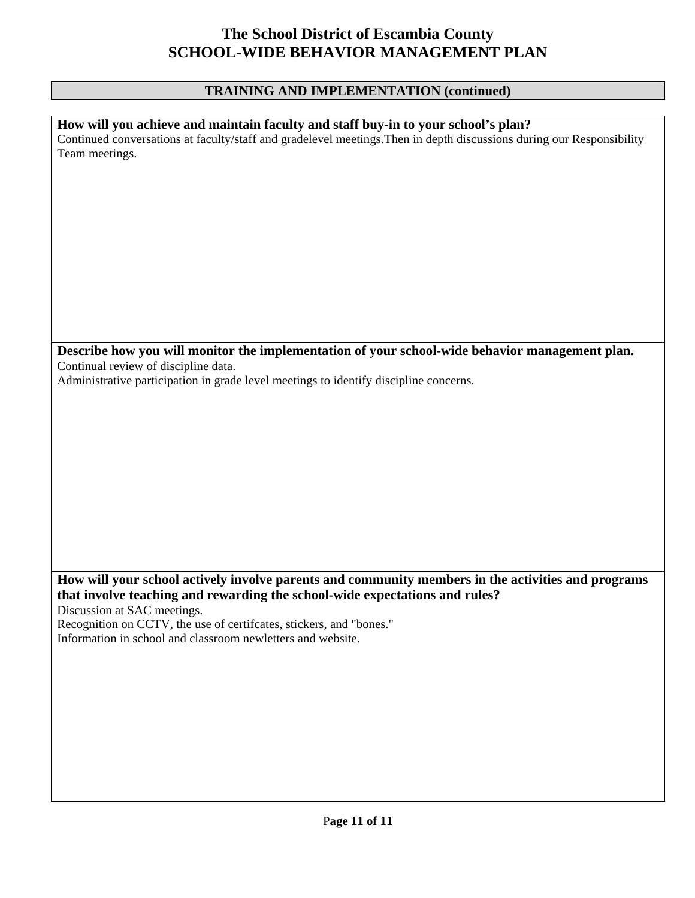# The School District of Escambia County
# SCHOOL-WIDE BEHAVIOR MANAGEMENT PLAN

## TRAINING AND IMPLEMENTATION (continued)

**How will you achieve and maintain faculty and staff buy-in to your school's plan?**

Continued conversations at faculty/staff and gradelevel meetings.Then in depth discussions during our Responsibility Team meetings.

**Describe how you will monitor the implementation of your school-wide behavior management plan.**

Continual review of discipline data.
Administrative participation in grade level meetings to identify discipline concerns.

**How will your school actively involve parents and community members in the activities and programs that involve teaching and rewarding the school-wide expectations and rules?**

Discussion at SAC meetings.
Recognition on CCTV, the use of certifcates, stickers, and "bones."
Information in school and classroom newletters and website.